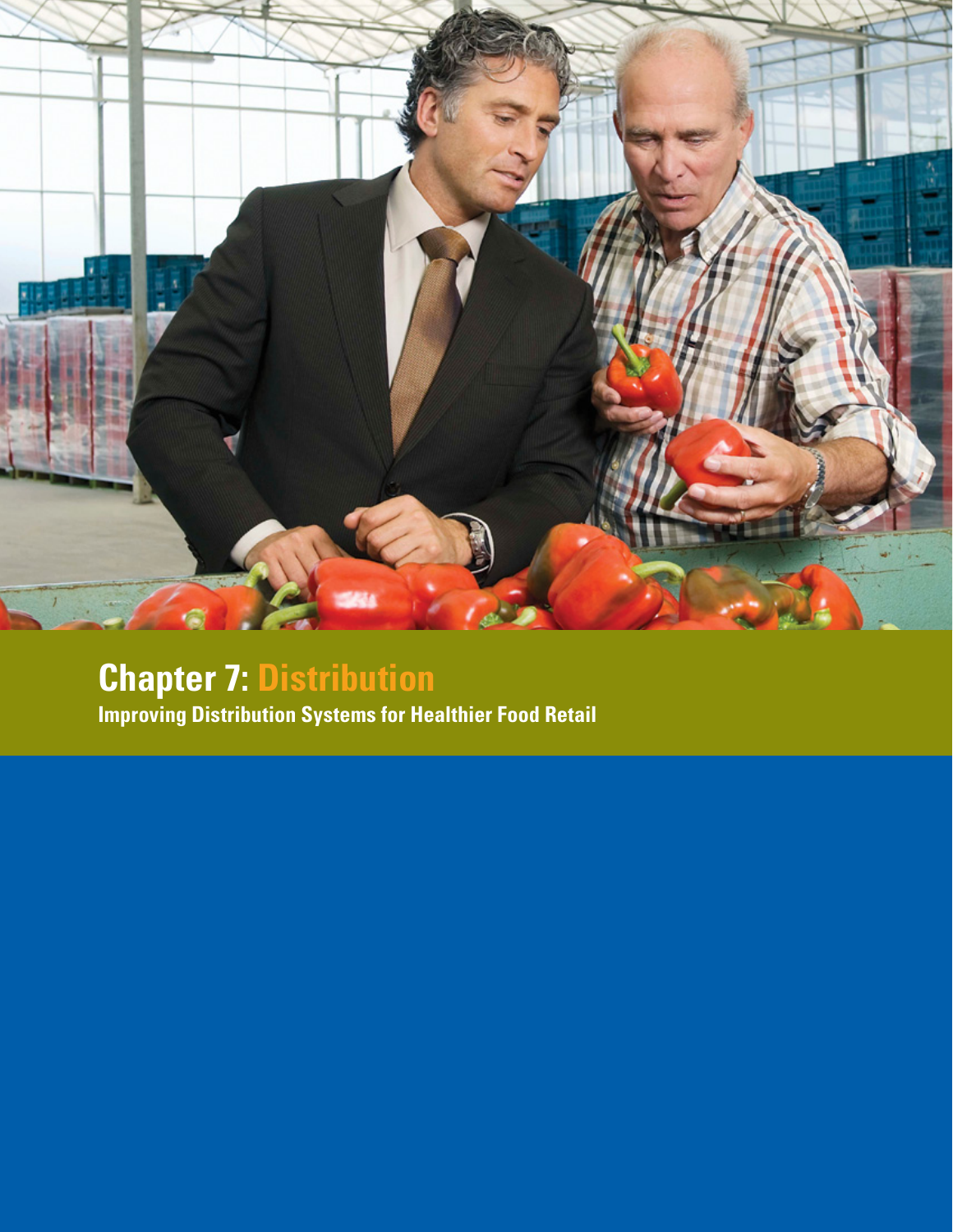# Chapter 7: Distribution

## Improving Distribution Systems for Healthier Food Retail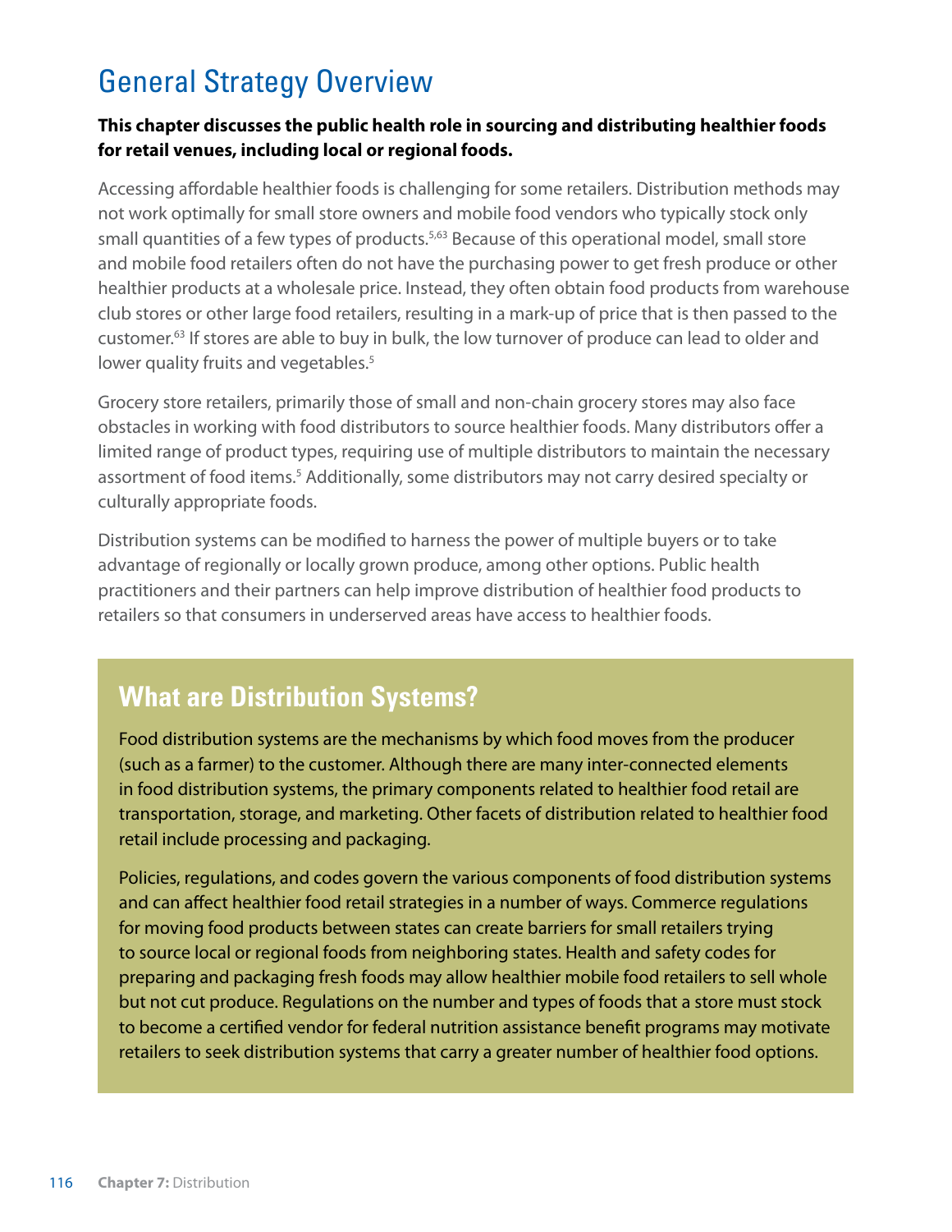# General Strategy Overview

**This chapter discusses the public health role in sourcing and distributing healthier foods for retail venues, including local or regional foods.**

Accessing affordable healthier foods is challenging for some retailers. Distribution methods may not work optimally for small store owners and mobile food vendors who typically stock only small quantities of a few types of products.[5,63] Because of this operational model, small store and mobile food retailers often do not have the purchasing power to get fresh produce or other healthier products at a wholesale price. Instead, they often obtain food products from warehouse club stores or other large food retailers, resulting in a mark-up of price that is then passed to the customer.[63] If stores are able to buy in bulk, the low turnover of produce can lead to older and lower quality fruits and vegetables.[5]

Grocery store retailers, primarily those of small and non-chain grocery stores may also face obstacles in working with food distributors to source healthier foods. Many distributors offer a limited range of product types, requiring use of multiple distributors to maintain the necessary assortment of food items.[5] Additionally, some distributors may not carry desired specialty or culturally appropriate foods.

Distribution systems can be modified to harness the power of multiple buyers or to take advantage of regionally or locally grown produce, among other options. Public health practitioners and their partners can help improve distribution of healthier food products to retailers so that consumers in underserved areas have access to healthier foods.

## What are Distribution Systems?

Food distribution systems are the mechanisms by which food moves from the producer (such as a farmer) to the customer. Although there are many inter-connected elements in food distribution systems, the primary components related to healthier food retail are transportation, storage, and marketing. Other facets of distribution related to healthier food retail include processing and packaging.

Policies, regulations, and codes govern the various components of food distribution systems and can affect healthier food retail strategies in a number of ways. Commerce regulations for moving food products between states can create barriers for small retailers trying to source local or regional foods from neighboring states. Health and safety codes for preparing and packaging fresh foods may allow healthier mobile food retailers to sell whole but not cut produce. Regulations on the number and types of foods that a store must stock to become a certified vendor for federal nutrition assistance benefit programs may motivate retailers to seek distribution systems that carry a greater number of healthier food options.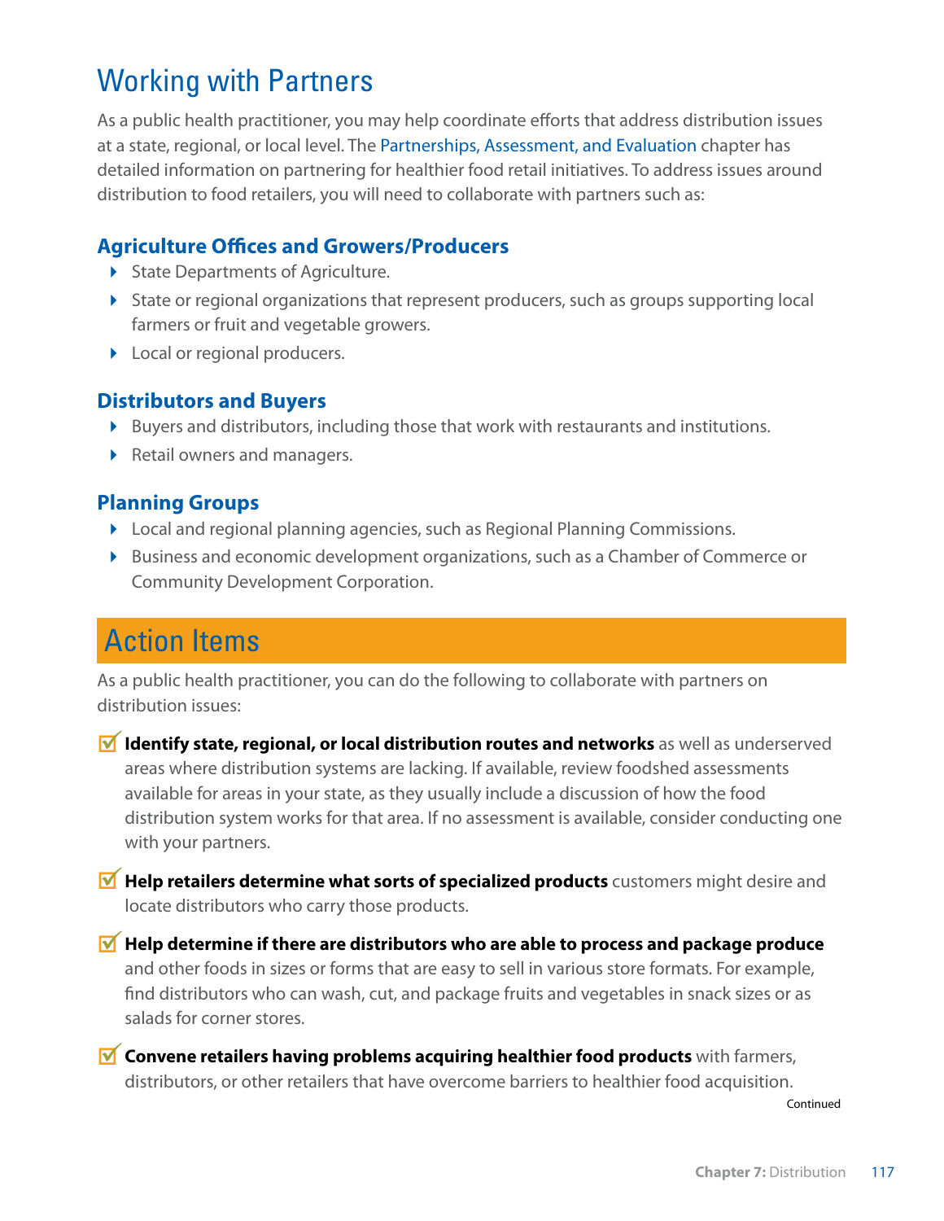# Working with Partners

As a public health practitioner, you may help coordinate efforts that address distribution issues at a state, regional, or local level. The Partnerships, Assessment, and Evaluation chapter has detailed information on partnering for healthier food retail initiatives. To address issues around distribution to food retailers, you will need to collaborate with partners such as:

### Agriculture Offices and Growers/Producers

- State Departments of Agriculture.
- State or regional organizations that represent producers, such as groups supporting local farmers or fruit and vegetable growers.
- Local or regional producers.

### Distributors and Buyers

- Buyers and distributors, including those that work with restaurants and institutions.
- Retail owners and managers.

### Planning Groups

- Local and regional planning agencies, such as Regional Planning Commissions.
- Business and economic development organizations, such as a Chamber of Commerce or Community Development Corporation.

## Action Items

As a public health practitioner, you can do the following to collaborate with partners on distribution issues:

- ☑ **Identify state, regional, or local distribution routes and networks** as well as underserved areas where distribution systems are lacking. If available, review foodshed assessments available for areas in your state, as they usually include a discussion of how the food distribution system works for that area. If no assessment is available, consider conducting one with your partners.
- ☑ **Help retailers determine what sorts of specialized products** customers might desire and locate distributors who carry those products.
- ☑ **Help determine if there are distributors who are able to process and package produce** and other foods in sizes or forms that are easy to sell in various store formats. For example, find distributors who can wash, cut, and package fruits and vegetables in snack sizes or as salads for corner stores.
- ☑ **Convene retailers having problems acquiring healthier food products** with farmers, distributors, or other retailers that have overcome barriers to healthier food acquisition.

Continued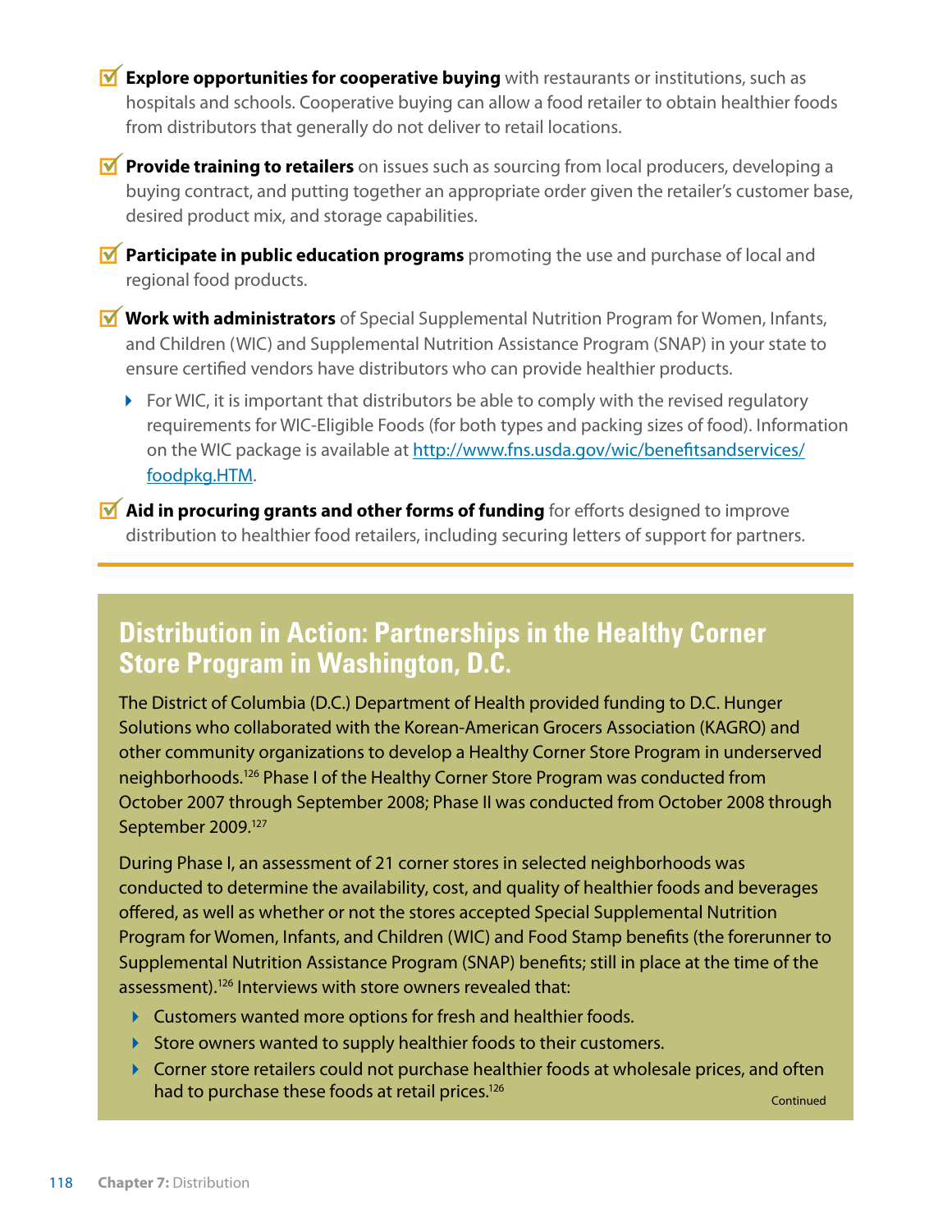- **Explore opportunities for cooperative buying** with restaurants or institutions, such as hospitals and schools. Cooperative buying can allow a food retailer to obtain healthier foods from distributors that generally do not deliver to retail locations.
- **Provide training to retailers** on issues such as sourcing from local producers, developing a buying contract, and putting together an appropriate order given the retailer's customer base, desired product mix, and storage capabilities.
- **Participate in public education programs** promoting the use and purchase of local and regional food products.
- **Work with administrators** of Special Supplemental Nutrition Program for Women, Infants, and Children (WIC) and Supplemental Nutrition Assistance Program (SNAP) in your state to ensure certified vendors have distributors who can provide healthier products.
  - For WIC, it is important that distributors be able to comply with the revised regulatory requirements for WIC-Eligible Foods (for both types and packing sizes of food). Information on the WIC package is available at [http://www.fns.usda.gov/wic/benefitsandservices/foodpkg.HTM](http://www.fns.usda.gov/wic/benefitsandservices/foodpkg.HTM).
- **Aid in procuring grants and other forms of funding** for efforts designed to improve distribution to healthier food retailers, including securing letters of support for partners.

## Distribution in Action: Partnerships in the Healthy Corner Store Program in Washington, D.C.

The District of Columbia (D.C.) Department of Health provided funding to D.C. Hunger Solutions who collaborated with the Korean-American Grocers Association (KAGRO) and other community organizations to develop a Healthy Corner Store Program in underserved neighborhoods.[126] Phase I of the Healthy Corner Store Program was conducted from October 2007 through September 2008; Phase II was conducted from October 2008 through September 2009.[127]

During Phase I, an assessment of 21 corner stores in selected neighborhoods was conducted to determine the availability, cost, and quality of healthier foods and beverages offered, as well as whether or not the stores accepted Special Supplemental Nutrition Program for Women, Infants, and Children (WIC) and Food Stamp benefits (the forerunner to Supplemental Nutrition Assistance Program (SNAP) benefits; still in place at the time of the assessment).[126] Interviews with store owners revealed that:

- Customers wanted more options for fresh and healthier foods.
- Store owners wanted to supply healthier foods to their customers.
- Corner store retailers could not purchase healthier foods at wholesale prices, and often had to purchase these foods at retail prices.[126]

Continued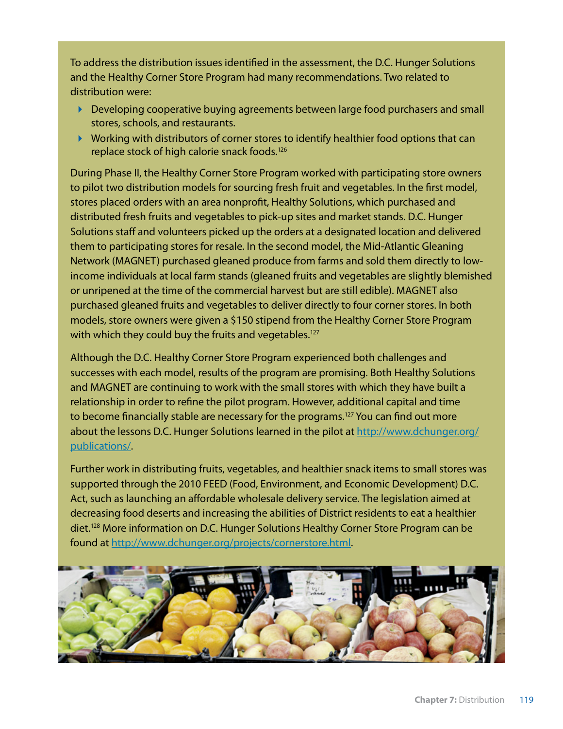To address the distribution issues identified in the assessment, the D.C. Hunger Solutions and the Healthy Corner Store Program had many recommendations. Two related to distribution were:

- Developing cooperative buying agreements between large food purchasers and small stores, schools, and restaurants.
- Working with distributors of corner stores to identify healthier food options that can replace stock of high calorie snack foods.[126]

During Phase II, the Healthy Corner Store Program worked with participating store owners to pilot two distribution models for sourcing fresh fruit and vegetables. In the first model, stores placed orders with an area nonprofit, Healthy Solutions, which purchased and distributed fresh fruits and vegetables to pick-up sites and market stands. D.C. Hunger Solutions staff and volunteers picked up the orders at a designated location and delivered them to participating stores for resale. In the second model, the Mid-Atlantic Gleaning Network (MAGNET) purchased gleaned produce from farms and sold them directly to low-income individuals at local farm stands (gleaned fruits and vegetables are slightly blemished or unripened at the time of the commercial harvest but are still edible). MAGNET also purchased gleaned fruits and vegetables to deliver directly to four corner stores. In both models, store owners were given a $150 stipend from the Healthy Corner Store Program with which they could buy the fruits and vegetables.[127]

Although the D.C. Healthy Corner Store Program experienced both challenges and successes with each model, results of the program are promising. Both Healthy Solutions and MAGNET are continuing to work with the small stores with which they have built a relationship in order to refine the pilot program. However, additional capital and time to become financially stable are necessary for the programs.[127] You can find out more about the lessons D.C. Hunger Solutions learned in the pilot at http://www.dchunger.org/publications/.

Further work in distributing fruits, vegetables, and healthier snack items to small stores was supported through the 2010 FEED (Food, Environment, and Economic Development) D.C. Act, such as launching an affordable wholesale delivery service. The legislation aimed at decreasing food deserts and increasing the abilities of District residents to eat a healthier diet.[128] More information on D.C. Hunger Solutions Healthy Corner Store Program can be found at http://www.dchunger.org/projects/cornerstore.html.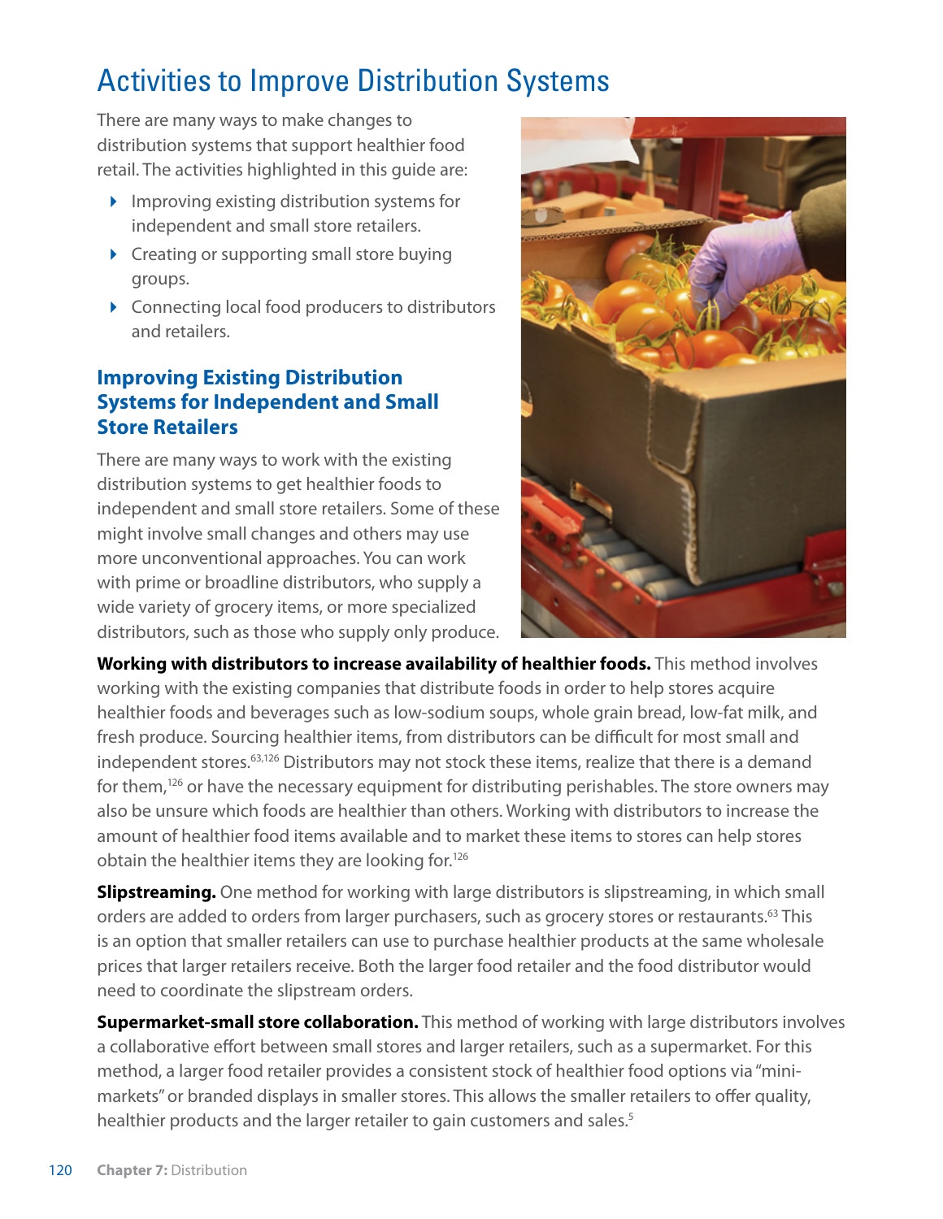# Activities to Improve Distribution Systems

There are many ways to make changes to distribution systems that support healthier food retail. The activities highlighted in this guide are:

- Improving existing distribution systems for independent and small store retailers.
- Creating or supporting small store buying groups.
- Connecting local food producers to distributors and retailers.

## Improving Existing Distribution Systems for Independent and Small Store Retailers

There are many ways to work with the existing distribution systems to get healthier foods to independent and small store retailers. Some of these might involve small changes and others may use more unconventional approaches. You can work with prime or broadline distributors, who supply a wide variety of grocery items, or more specialized distributors, such as those who supply only produce.

**Working with distributors to increase availability of healthier foods.** This method involves working with the existing companies that distribute foods in order to help stores acquire healthier foods and beverages such as low-sodium soups, whole grain bread, low-fat milk, and fresh produce. Sourcing healthier items, from distributors can be difficult for most small and independent stores.[63,126] Distributors may not stock these items, realize that there is a demand for them,[126] or have the necessary equipment for distributing perishables. The store owners may also be unsure which foods are healthier than others. Working with distributors to increase the amount of healthier food items available and to market these items to stores can help stores obtain the healthier items they are looking for.[126]

**Slipstreaming.** One method for working with large distributors is slipstreaming, in which small orders are added to orders from larger purchasers, such as grocery stores or restaurants.[63] This is an option that smaller retailers can use to purchase healthier products at the same wholesale prices that larger retailers receive. Both the larger food retailer and the food distributor would need to coordinate the slipstream orders.

**Supermarket-small store collaboration.** This method of working with large distributors involves a collaborative effort between small stores and larger retailers, such as a supermarket. For this method, a larger food retailer provides a consistent stock of healthier food options via "mini-markets" or branded displays in smaller stores. This allows the smaller retailers to offer quality, healthier products and the larger retailer to gain customers and sales.[5]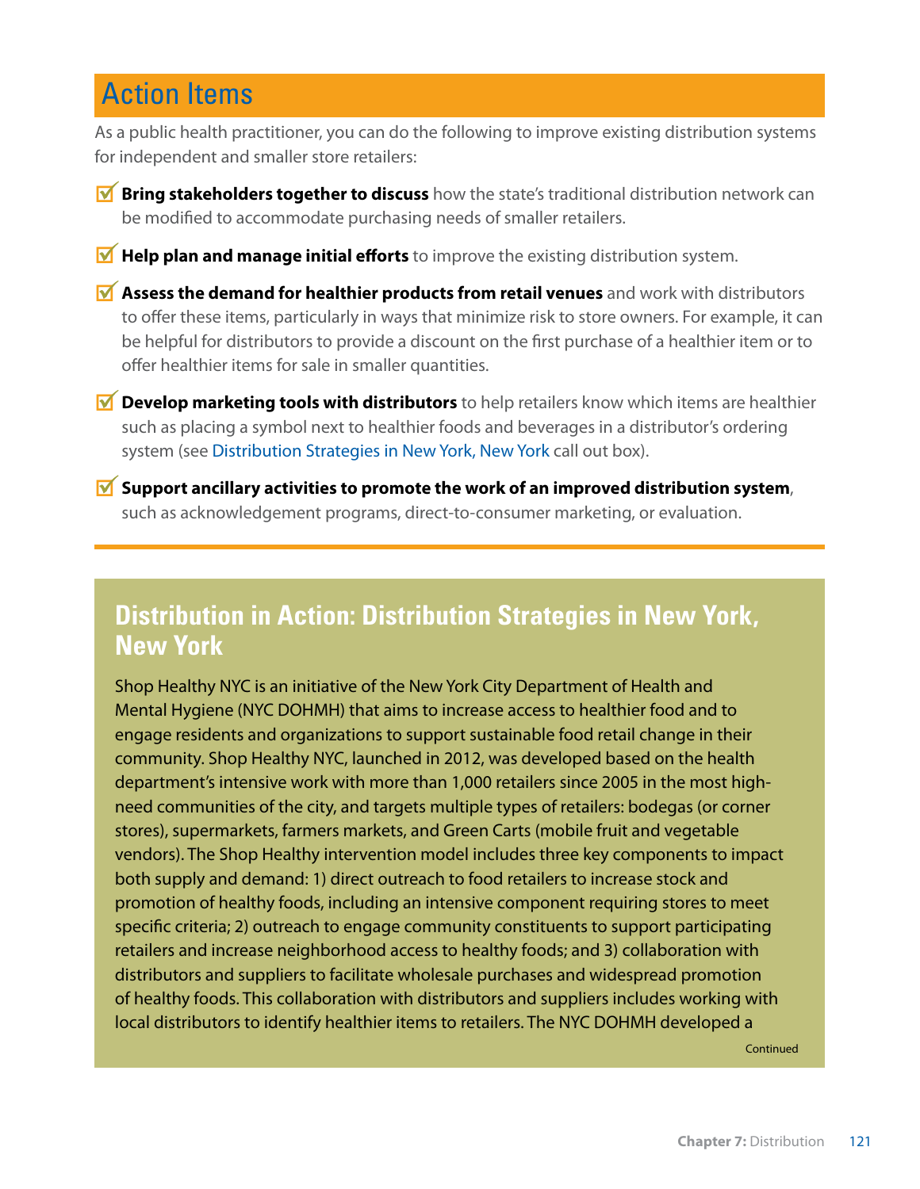## Action Items

As a public health practitioner, you can do the following to improve existing distribution systems for independent and smaller store retailers:

- **Bring stakeholders together to discuss** how the state's traditional distribution network can be modified to accommodate purchasing needs of smaller retailers.
- **Help plan and manage initial efforts** to improve the existing distribution system.
- **Assess the demand for healthier products from retail venues** and work with distributors to offer these items, particularly in ways that minimize risk to store owners. For example, it can be helpful for distributors to provide a discount on the first purchase of a healthier item or to offer healthier items for sale in smaller quantities.
- **Develop marketing tools with distributors** to help retailers know which items are healthier such as placing a symbol next to healthier foods and beverages in a distributor's ordering system (see Distribution Strategies in New York, New York call out box).
- **Support ancillary activities to promote the work of an improved distribution system**, such as acknowledgement programs, direct-to-consumer marketing, or evaluation.

### Distribution in Action: Distribution Strategies in New York, New York

Shop Healthy NYC is an initiative of the New York City Department of Health and Mental Hygiene (NYC DOHMH) that aims to increase access to healthier food and to engage residents and organizations to support sustainable food retail change in their community. Shop Healthy NYC, launched in 2012, was developed based on the health department's intensive work with more than 1,000 retailers since 2005 in the most high-need communities of the city, and targets multiple types of retailers: bodegas (or corner stores), supermarkets, farmers markets, and Green Carts (mobile fruit and vegetable vendors). The Shop Healthy intervention model includes three key components to impact both supply and demand: 1) direct outreach to food retailers to increase stock and promotion of healthy foods, including an intensive component requiring stores to meet specific criteria; 2) outreach to engage community constituents to support participating retailers and increase neighborhood access to healthy foods; and 3) collaboration with distributors and suppliers to facilitate wholesale purchases and widespread promotion of healthy foods. This collaboration with distributors and suppliers includes working with local distributors to identify healthier items to retailers. The NYC DOHMH developed a

Continued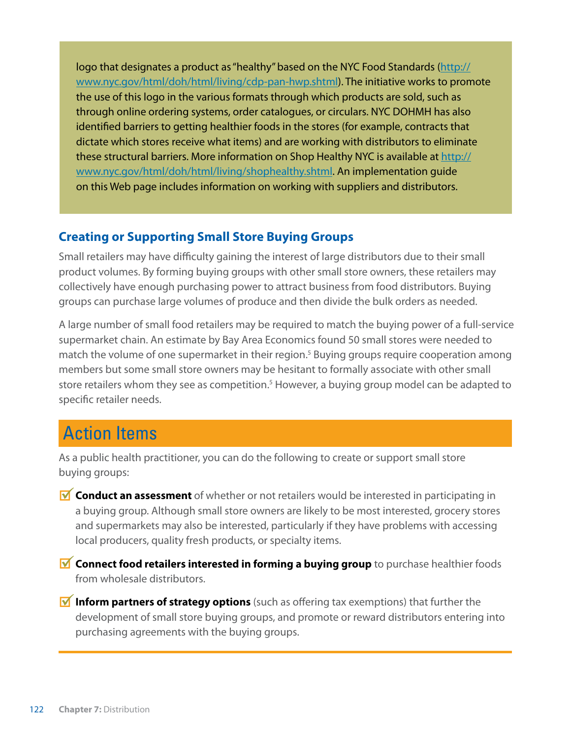logo that designates a product as "healthy" based on the NYC Food Standards (http://www.nyc.gov/html/doh/html/living/cdp-pan-hwp.shtml). The initiative works to promote the use of this logo in the various formats through which products are sold, such as through online ordering systems, order catalogues, or circulars. NYC DOHMH has also identified barriers to getting healthier foods in the stores (for example, contracts that dictate which stores receive what items) and are working with distributors to eliminate these structural barriers. More information on Shop Healthy NYC is available at http://www.nyc.gov/html/doh/html/living/shophealthy.shtml. An implementation guide on this Web page includes information on working with suppliers and distributors.

### Creating or Supporting Small Store Buying Groups

Small retailers may have difficulty gaining the interest of large distributors due to their small product volumes. By forming buying groups with other small store owners, these retailers may collectively have enough purchasing power to attract business from food distributors. Buying groups can purchase large volumes of produce and then divide the bulk orders as needed.

A large number of small food retailers may be required to match the buying power of a full-service supermarket chain. An estimate by Bay Area Economics found 50 small stores were needed to match the volume of one supermarket in their region.[5] Buying groups require cooperation among members but some small store owners may be hesitant to formally associate with other small store retailers whom they see as competition.[5] However, a buying group model can be adapted to specific retailer needs.

## Action Items

As a public health practitioner, you can do the following to create or support small store buying groups:

- **Conduct an assessment** of whether or not retailers would be interested in participating in a buying group. Although small store owners are likely to be most interested, grocery stores and supermarkets may also be interested, particularly if they have problems with accessing local producers, quality fresh products, or specialty items.
- **Connect food retailers interested in forming a buying group** to purchase healthier foods from wholesale distributors.
- **Inform partners of strategy options** (such as offering tax exemptions) that further the development of small store buying groups, and promote or reward distributors entering into purchasing agreements with the buying groups.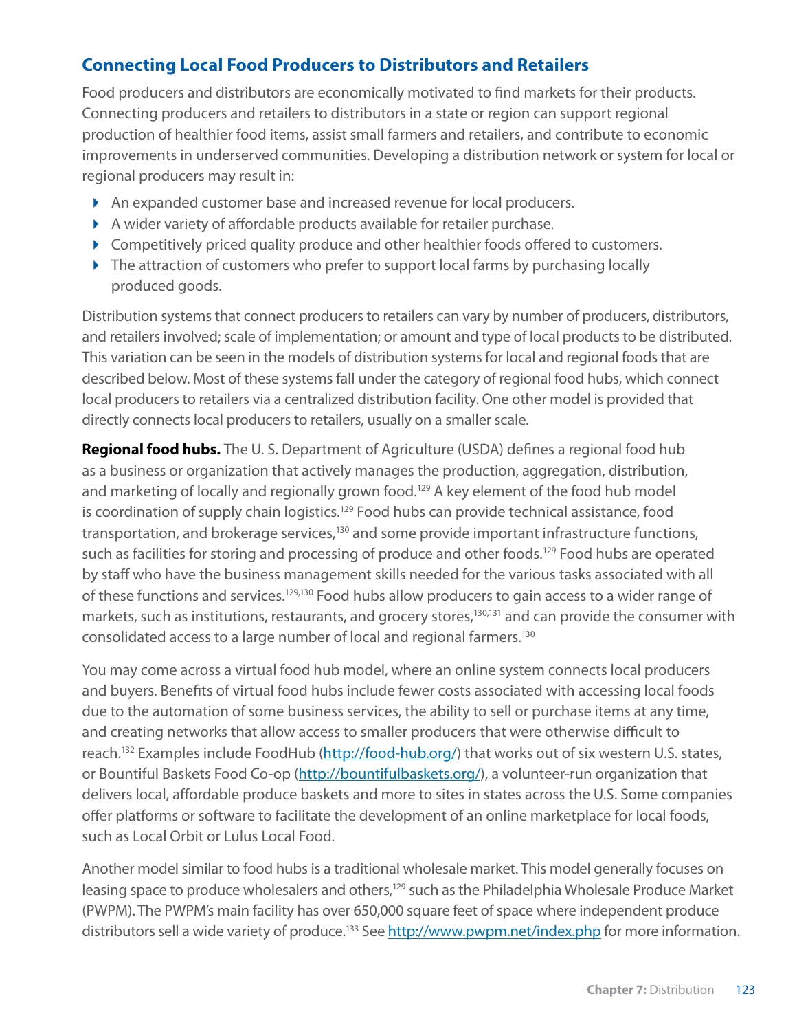## Connecting Local Food Producers to Distributors and Retailers

Food producers and distributors are economically motivated to find markets for their products. Connecting producers and retailers to distributors in a state or region can support regional production of healthier food items, assist small farmers and retailers, and contribute to economic improvements in underserved communities. Developing a distribution network or system for local or regional producers may result in:

- An expanded customer base and increased revenue for local producers.
- A wider variety of affordable products available for retailer purchase.
- Competitively priced quality produce and other healthier foods offered to customers.
- The attraction of customers who prefer to support local farms by purchasing locally produced goods.

Distribution systems that connect producers to retailers can vary by number of producers, distributors, and retailers involved; scale of implementation; or amount and type of local products to be distributed. This variation can be seen in the models of distribution systems for local and regional foods that are described below. Most of these systems fall under the category of regional food hubs, which connect local producers to retailers via a centralized distribution facility. One other model is provided that directly connects local producers to retailers, usually on a smaller scale.

**Regional food hubs.** The U. S. Department of Agriculture (USDA) defines a regional food hub as a business or organization that actively manages the production, aggregation, distribution, and marketing of locally and regionally grown food.[129] A key element of the food hub model is coordination of supply chain logistics.[129] Food hubs can provide technical assistance, food transportation, and brokerage services,[130] and some provide important infrastructure functions, such as facilities for storing and processing of produce and other foods.[129] Food hubs are operated by staff who have the business management skills needed for the various tasks associated with all of these functions and services.[129,130] Food hubs allow producers to gain access to a wider range of markets, such as institutions, restaurants, and grocery stores,[130,131] and can provide the consumer with consolidated access to a large number of local and regional farmers.[130]

You may come across a virtual food hub model, where an online system connects local producers and buyers. Benefits of virtual food hubs include fewer costs associated with accessing local foods due to the automation of some business services, the ability to sell or purchase items at any time, and creating networks that allow access to smaller producers that were otherwise difficult to reach.[132] Examples include FoodHub (http://food-hub.org/) that works out of six western U.S. states, or Bountiful Baskets Food Co-op (http://bountifulbaskets.org/), a volunteer-run organization that delivers local, affordable produce baskets and more to sites in states across the U.S. Some companies offer platforms or software to facilitate the development of an online marketplace for local foods, such as Local Orbit or Lulus Local Food.

Another model similar to food hubs is a traditional wholesale market. This model generally focuses on leasing space to produce wholesalers and others,[129] such as the Philadelphia Wholesale Produce Market (PWPM). The PWPM's main facility has over 650,000 square feet of space where independent produce distributors sell a wide variety of produce.[133] See http://www.pwpm.net/index.php for more information.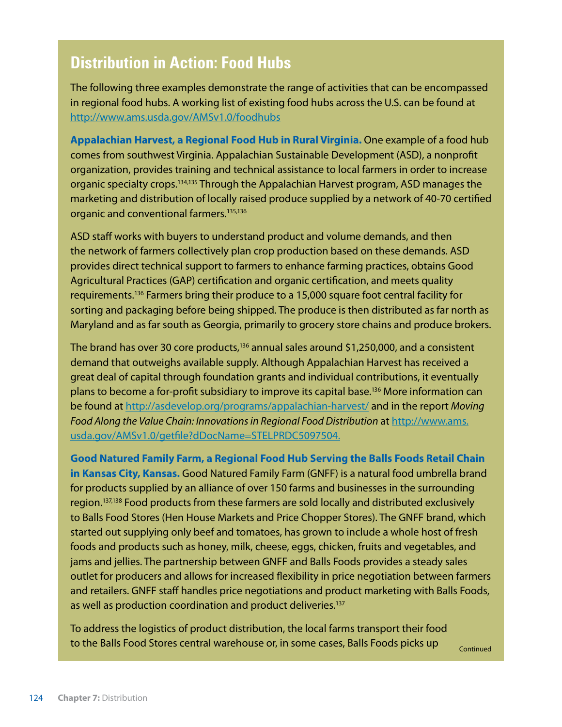## Distribution in Action: Food Hubs

The following three examples demonstrate the range of activities that can be encompassed in regional food hubs. A working list of existing food hubs across the U.S. can be found at http://www.ams.usda.gov/AMSv1.0/foodhubs

**Appalachian Harvest, a Regional Food Hub in Rural Virginia.** One example of a food hub comes from southwest Virginia. Appalachian Sustainable Development (ASD), a nonprofit organization, provides training and technical assistance to local farmers in order to increase organic specialty crops.[134,135] Through the Appalachian Harvest program, ASD manages the marketing and distribution of locally raised produce supplied by a network of 40-70 certified organic and conventional farmers.[135,136]

ASD staff works with buyers to understand product and volume demands, and then the network of farmers collectively plan crop production based on these demands. ASD provides direct technical support to farmers to enhance farming practices, obtains Good Agricultural Practices (GAP) certification and organic certification, and meets quality requirements.[136] Farmers bring their produce to a 15,000 square foot central facility for sorting and packaging before being shipped. The produce is then distributed as far north as Maryland and as far south as Georgia, primarily to grocery store chains and produce brokers.

The brand has over 30 core products,[136] annual sales around $1,250,000, and a consistent demand that outweighs available supply. Although Appalachian Harvest has received a great deal of capital through foundation grants and individual contributions, it eventually plans to become a for-profit subsidiary to improve its capital base.[136] More information can be found at http://asdevelop.org/programs/appalachian-harvest/ and in the report *Moving Food Along the Value Chain: Innovations in Regional Food Distribution* at http://www.ams.usda.gov/AMSv1.0/getfile?dDocName=STELPRDC5097504.

**Good Natured Family Farm, a Regional Food Hub Serving the Balls Foods Retail Chain in Kansas City, Kansas.** Good Natured Family Farm (GNFF) is a natural food umbrella brand for products supplied by an alliance of over 150 farms and businesses in the surrounding region.[137,138] Food products from these farmers are sold locally and distributed exclusively to Balls Food Stores (Hen House Markets and Price Chopper Stores). The GNFF brand, which started out supplying only beef and tomatoes, has grown to include a whole host of fresh foods and products such as honey, milk, cheese, eggs, chicken, fruits and vegetables, and jams and jellies. The partnership between GNFF and Balls Foods provides a steady sales outlet for producers and allows for increased flexibility in price negotiation between farmers and retailers. GNFF staff handles price negotiations and product marketing with Balls Foods, as well as production coordination and product deliveries.[137]

To address the logistics of product distribution, the local farms transport their food to the Balls Food Stores central warehouse or, in some cases, Balls Foods picks up

Continued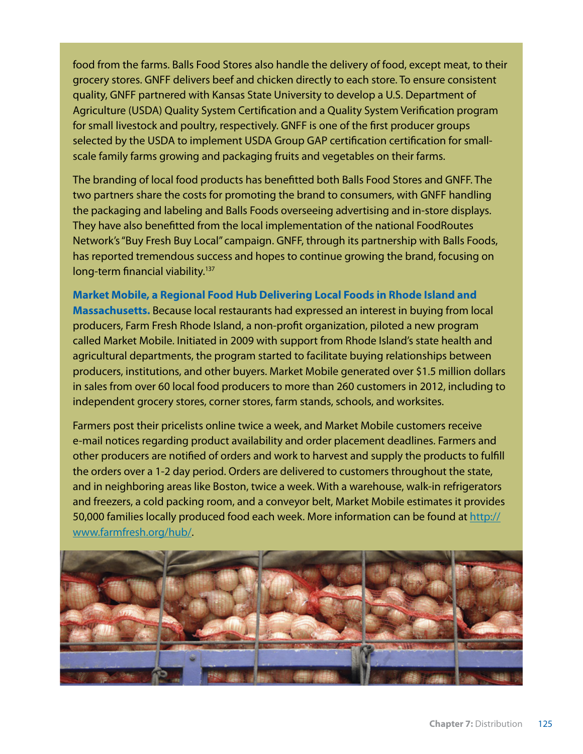food from the farms. Balls Food Stores also handle the delivery of food, except meat, to their grocery stores. GNFF delivers beef and chicken directly to each store. To ensure consistent quality, GNFF partnered with Kansas State University to develop a U.S. Department of Agriculture (USDA) Quality System Certification and a Quality System Verification program for small livestock and poultry, respectively. GNFF is one of the first producer groups selected by the USDA to implement USDA Group GAP certification certification for small-scale family farms growing and packaging fruits and vegetables on their farms.

The branding of local food products has benefitted both Balls Food Stores and GNFF. The two partners share the costs for promoting the brand to consumers, with GNFF handling the packaging and labeling and Balls Foods overseeing advertising and in-store displays. They have also benefitted from the local implementation of the national FoodRoutes Network's "Buy Fresh Buy Local" campaign. GNFF, through its partnership with Balls Foods, has reported tremendous success and hopes to continue growing the brand, focusing on long-term financial viability.[137]

**Market Mobile, a Regional Food Hub Delivering Local Foods in Rhode Island and Massachusetts.** Because local restaurants had expressed an interest in buying from local producers, Farm Fresh Rhode Island, a non-profit organization, piloted a new program called Market Mobile. Initiated in 2009 with support from Rhode Island's state health and agricultural departments, the program started to facilitate buying relationships between producers, institutions, and other buyers. Market Mobile generated over $1.5 million dollars in sales from over 60 local food producers to more than 260 customers in 2012, including to independent grocery stores, corner stores, farm stands, schools, and worksites.

Farmers post their pricelists online twice a week, and Market Mobile customers receive e-mail notices regarding product availability and order placement deadlines. Farmers and other producers are notified of orders and work to harvest and supply the products to fulfill the orders over a 1-2 day period. Orders are delivered to customers throughout the state, and in neighboring areas like Boston, twice a week. With a warehouse, walk-in refrigerators and freezers, a cold packing room, and a conveyor belt, Market Mobile estimates it provides 50,000 families locally produced food each week. More information can be found at [http://www.farmfresh.org/hub/](http://www.farmfresh.org/hub/).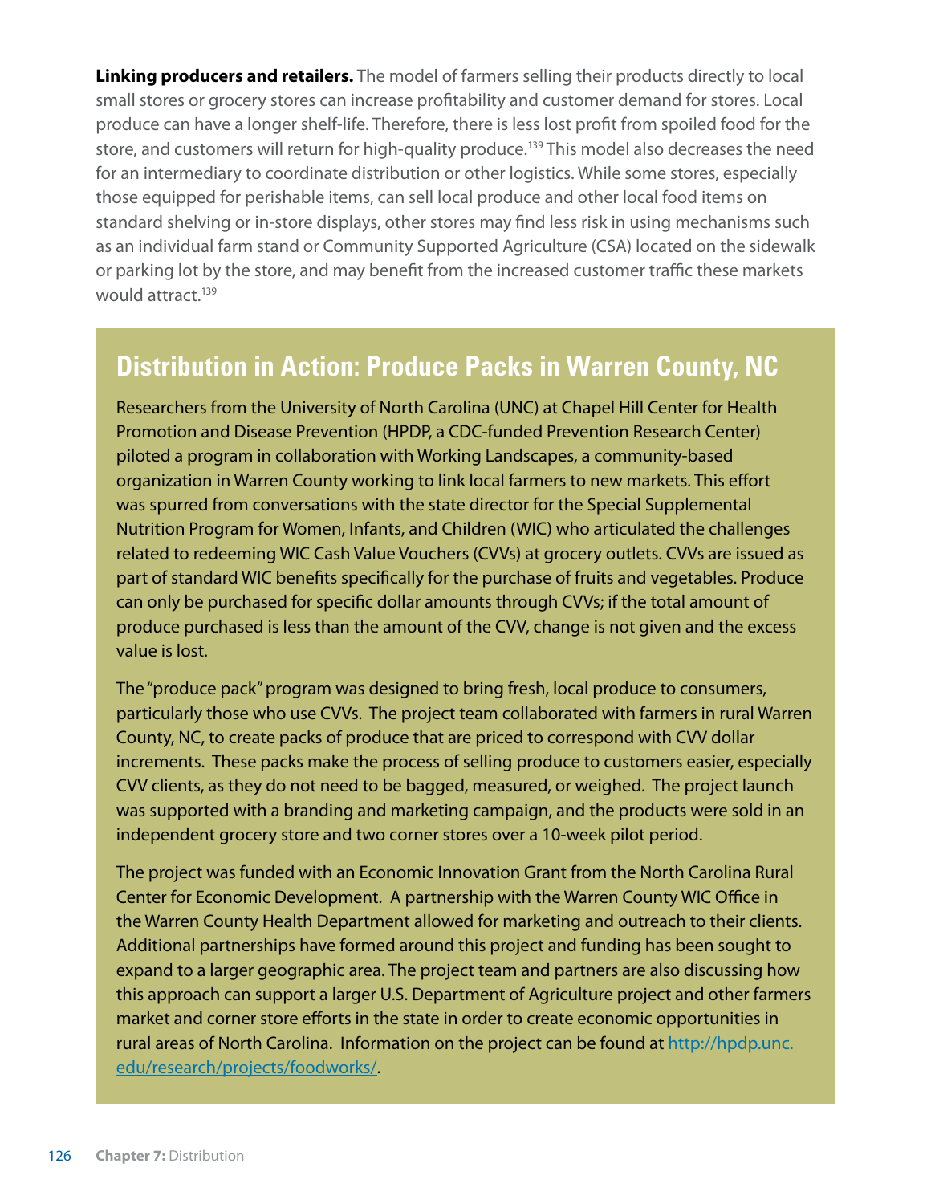**Linking producers and retailers.** The model of farmers selling their products directly to local small stores or grocery stores can increase profitability and customer demand for stores. Local produce can have a longer shelf-life. Therefore, there is less lost profit from spoiled food for the store, and customers will return for high-quality produce.[139] This model also decreases the need for an intermediary to coordinate distribution or other logistics. While some stores, especially those equipped for perishable items, can sell local produce and other local food items on standard shelving or in-store displays, other stores may find less risk in using mechanisms such as an individual farm stand or Community Supported Agriculture (CSA) located on the sidewalk or parking lot by the store, and may benefit from the increased customer traffic these markets would attract.[139]

## Distribution in Action: Produce Packs in Warren County, NC

Researchers from the University of North Carolina (UNC) at Chapel Hill Center for Health Promotion and Disease Prevention (HPDP, a CDC-funded Prevention Research Center) piloted a program in collaboration with Working Landscapes, a community-based organization in Warren County working to link local farmers to new markets. This effort was spurred from conversations with the state director for the Special Supplemental Nutrition Program for Women, Infants, and Children (WIC) who articulated the challenges related to redeeming WIC Cash Value Vouchers (CVVs) at grocery outlets. CVVs are issued as part of standard WIC benefits specifically for the purchase of fruits and vegetables. Produce can only be purchased for specific dollar amounts through CVVs; if the total amount of produce purchased is less than the amount of the CVV, change is not given and the excess value is lost.

The "produce pack" program was designed to bring fresh, local produce to consumers, particularly those who use CVVs. The project team collaborated with farmers in rural Warren County, NC, to create packs of produce that are priced to correspond with CVV dollar increments. These packs make the process of selling produce to customers easier, especially CVV clients, as they do not need to be bagged, measured, or weighed. The project launch was supported with a branding and marketing campaign, and the products were sold in an independent grocery store and two corner stores over a 10-week pilot period.

The project was funded with an Economic Innovation Grant from the North Carolina Rural Center for Economic Development. A partnership with the Warren County WIC Office in the Warren County Health Department allowed for marketing and outreach to their clients. Additional partnerships have formed around this project and funding has been sought to expand to a larger geographic area. The project team and partners are also discussing how this approach can support a larger U.S. Department of Agriculture project and other farmers market and corner store efforts in the state in order to create economic opportunities in rural areas of North Carolina. Information on the project can be found at [http://hpdp.unc.edu/research/projects/foodworks/](http://hpdp.unc.edu/research/projects/foodworks/).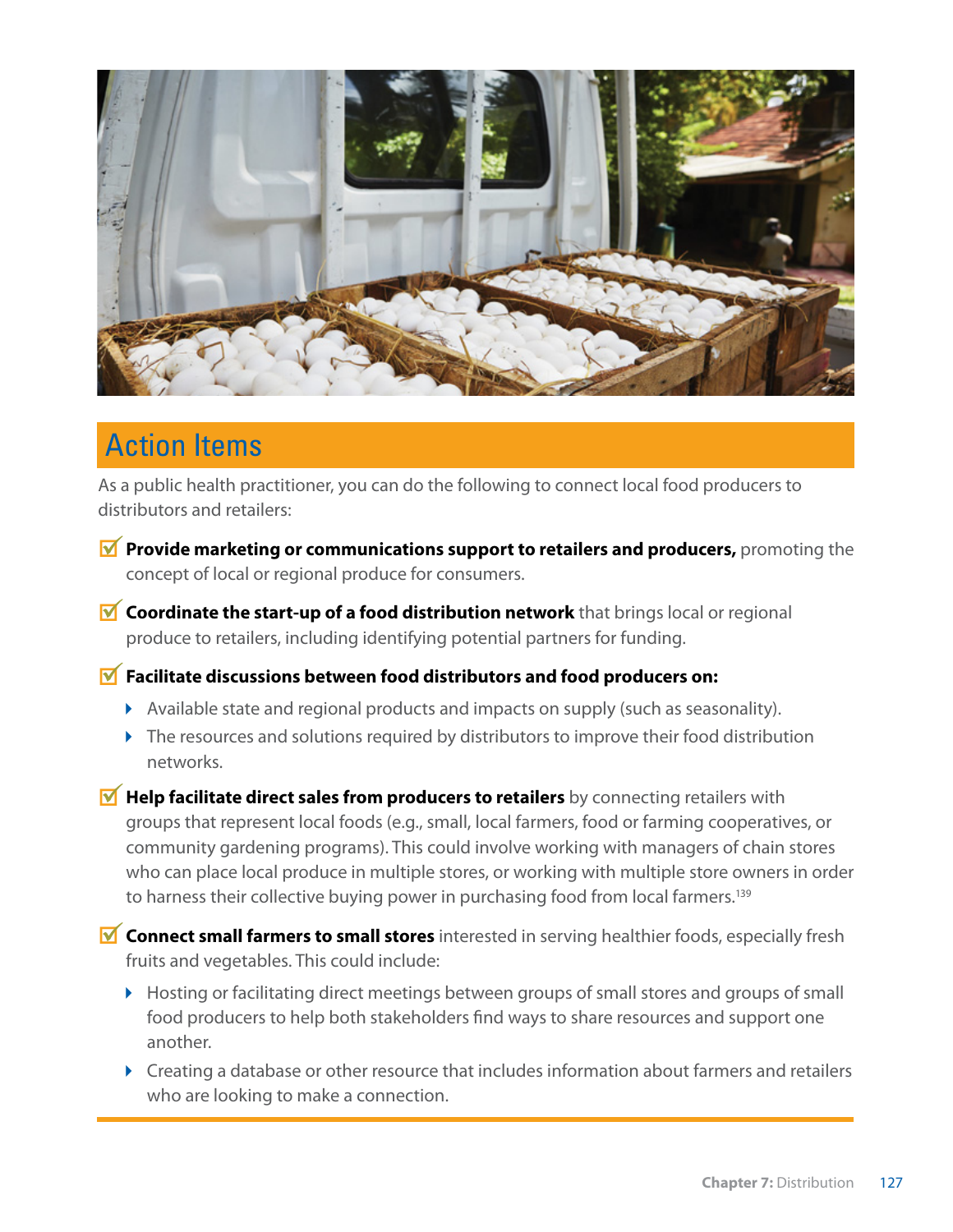## Action Items

As a public health practitioner, you can do the following to connect local food producers to distributors and retailers:

- **Provide marketing or communications support to retailers and producers,** promoting the concept of local or regional produce for consumers.
- **Coordinate the start-up of a food distribution network** that brings local or regional produce to retailers, including identifying potential partners for funding.
- **Facilitate discussions between food distributors and food producers on:**
  - Available state and regional products and impacts on supply (such as seasonality).
  - The resources and solutions required by distributors to improve their food distribution networks.
- **Help facilitate direct sales from producers to retailers** by connecting retailers with groups that represent local foods (e.g., small, local farmers, food or farming cooperatives, or community gardening programs). This could involve working with managers of chain stores who can place local produce in multiple stores, or working with multiple store owners in order to harness their collective buying power in purchasing food from local farmers.[139]
- **Connect small farmers to small stores** interested in serving healthier foods, especially fresh fruits and vegetables. This could include:
  - Hosting or facilitating direct meetings between groups of small stores and groups of small food producers to help both stakeholders find ways to share resources and support one another.
  - Creating a database or other resource that includes information about farmers and retailers who are looking to make a connection.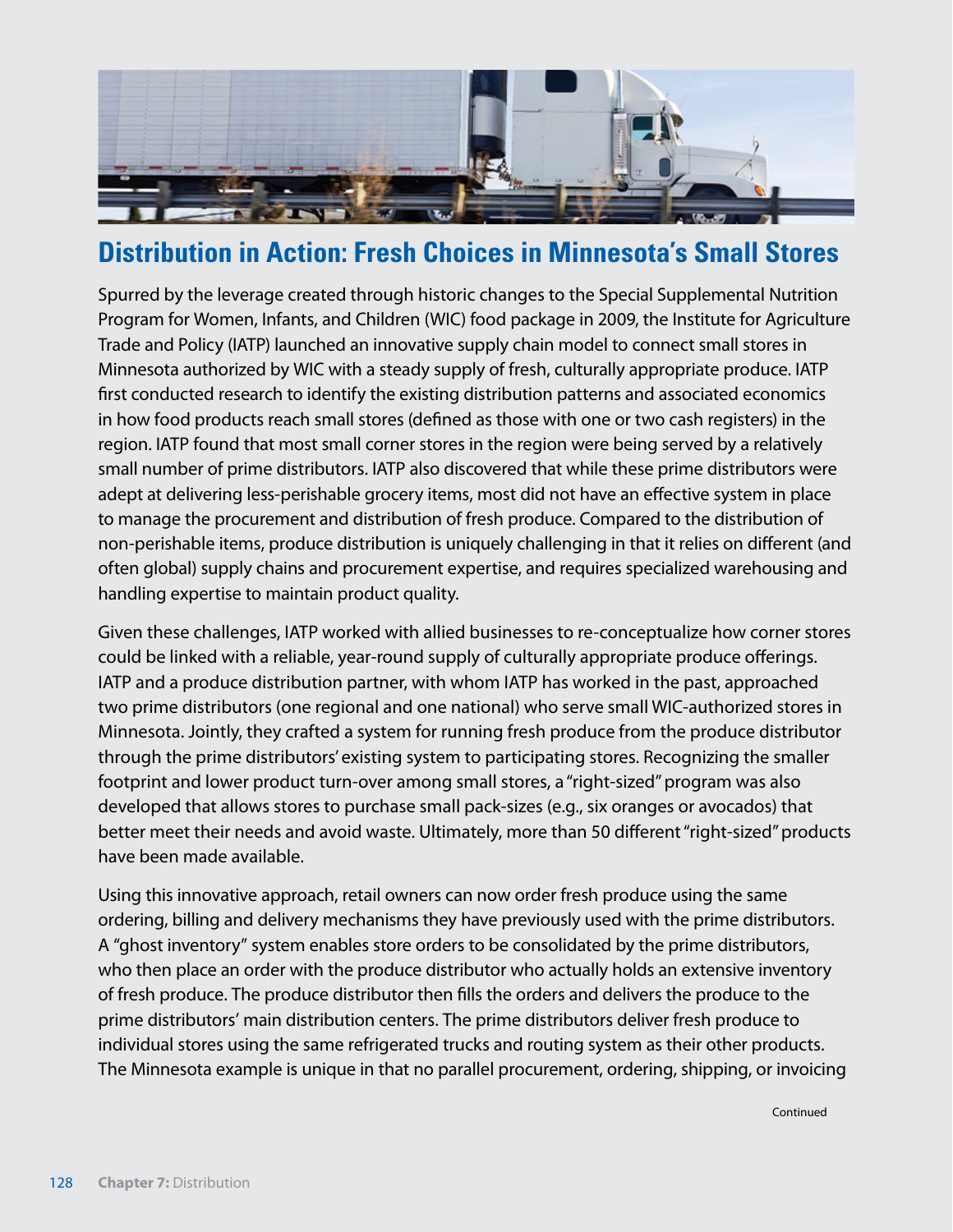## Distribution in Action: Fresh Choices in Minnesota's Small Stores

Spurred by the leverage created through historic changes to the Special Supplemental Nutrition Program for Women, Infants, and Children (WIC) food package in 2009, the Institute for Agriculture Trade and Policy (IATP) launched an innovative supply chain model to connect small stores in Minnesota authorized by WIC with a steady supply of fresh, culturally appropriate produce. IATP first conducted research to identify the existing distribution patterns and associated economics in how food products reach small stores (defined as those with one or two cash registers) in the region. IATP found that most small corner stores in the region were being served by a relatively small number of prime distributors. IATP also discovered that while these prime distributors were adept at delivering less-perishable grocery items, most did not have an effective system in place to manage the procurement and distribution of fresh produce. Compared to the distribution of non-perishable items, produce distribution is uniquely challenging in that it relies on different (and often global) supply chains and procurement expertise, and requires specialized warehousing and handling expertise to maintain product quality.

Given these challenges, IATP worked with allied businesses to re-conceptualize how corner stores could be linked with a reliable, year-round supply of culturally appropriate produce offerings. IATP and a produce distribution partner, with whom IATP has worked in the past, approached two prime distributors (one regional and one national) who serve small WIC-authorized stores in Minnesota. Jointly, they crafted a system for running fresh produce from the produce distributor through the prime distributors' existing system to participating stores. Recognizing the smaller footprint and lower product turn-over among small stores, a "right-sized" program was also developed that allows stores to purchase small pack-sizes (e.g., six oranges or avocados) that better meet their needs and avoid waste. Ultimately, more than 50 different "right-sized" products have been made available.

Using this innovative approach, retail owners can now order fresh produce using the same ordering, billing and delivery mechanisms they have previously used with the prime distributors. A "ghost inventory" system enables store orders to be consolidated by the prime distributors, who then place an order with the produce distributor who actually holds an extensive inventory of fresh produce. The produce distributor then fills the orders and delivers the produce to the prime distributors' main distribution centers. The prime distributors deliver fresh produce to individual stores using the same refrigerated trucks and routing system as their other products. The Minnesota example is unique in that no parallel procurement, ordering, shipping, or invoicing

Continued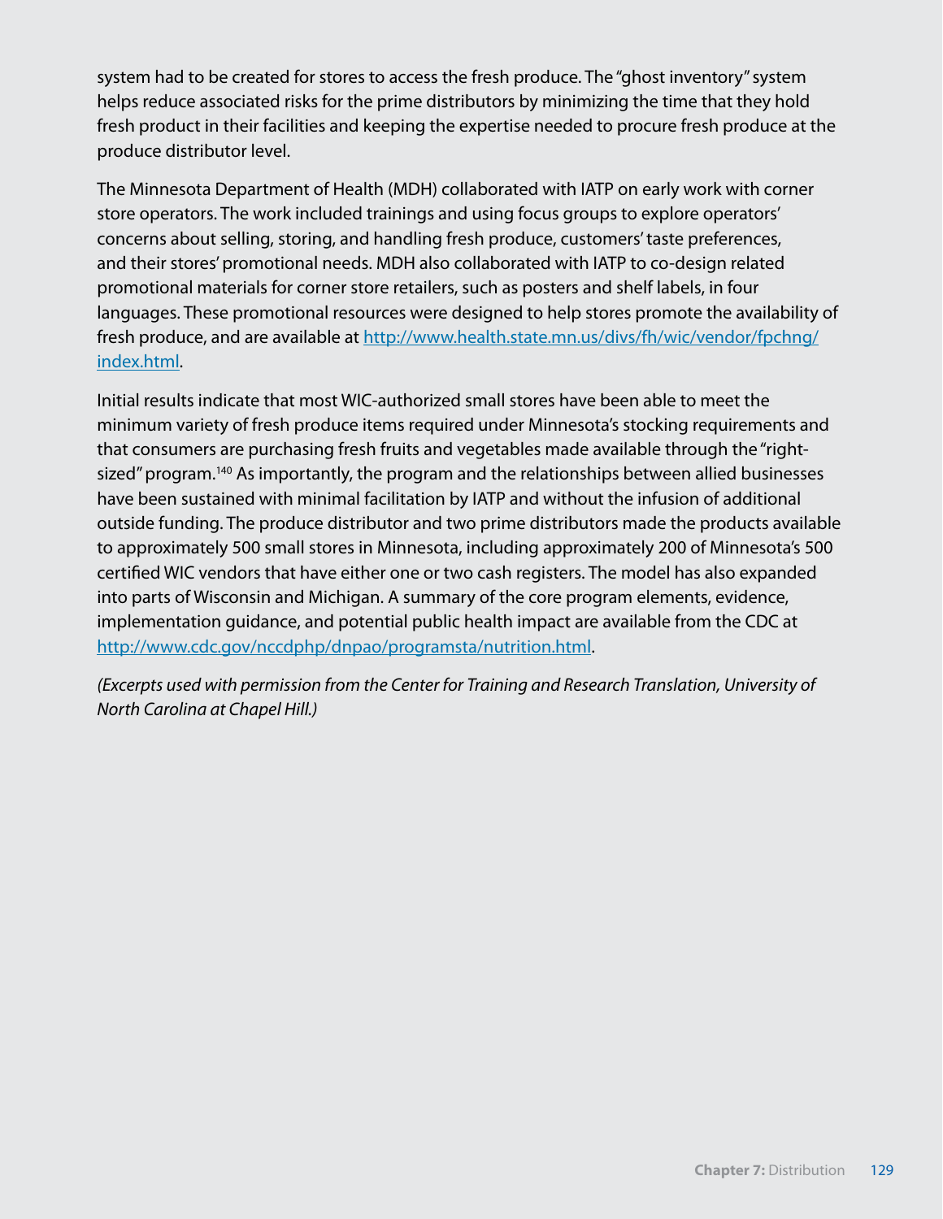system had to be created for stores to access the fresh produce. The "ghost inventory" system helps reduce associated risks for the prime distributors by minimizing the time that they hold fresh product in their facilities and keeping the expertise needed to procure fresh produce at the produce distributor level.

The Minnesota Department of Health (MDH) collaborated with IATP on early work with corner store operators. The work included trainings and using focus groups to explore operators' concerns about selling, storing, and handling fresh produce, customers' taste preferences, and their stores' promotional needs. MDH also collaborated with IATP to co-design related promotional materials for corner store retailers, such as posters and shelf labels, in four languages. These promotional resources were designed to help stores promote the availability of fresh produce, and are available at [http://www.health.state.mn.us/divs/fh/wic/vendor/fpchng/index.html](http://www.health.state.mn.us/divs/fh/wic/vendor/fpchng/index.html).

Initial results indicate that most WIC-authorized small stores have been able to meet the minimum variety of fresh produce items required under Minnesota's stocking requirements and that consumers are purchasing fresh fruits and vegetables made available through the "right-sized" program.[140] As importantly, the program and the relationships between allied businesses have been sustained with minimal facilitation by IATP and without the infusion of additional outside funding. The produce distributor and two prime distributors made the products available to approximately 500 small stores in Minnesota, including approximately 200 of Minnesota's 500 certified WIC vendors that have either one or two cash registers. The model has also expanded into parts of Wisconsin and Michigan. A summary of the core program elements, evidence, implementation guidance, and potential public health impact are available from the CDC at [http://www.cdc.gov/nccdphp/dnpao/programsta/nutrition.html](http://www.cdc.gov/nccdphp/dnpao/programsta/nutrition.html).

*(Excerpts used with permission from the Center for Training and Research Translation, University of North Carolina at Chapel Hill.)*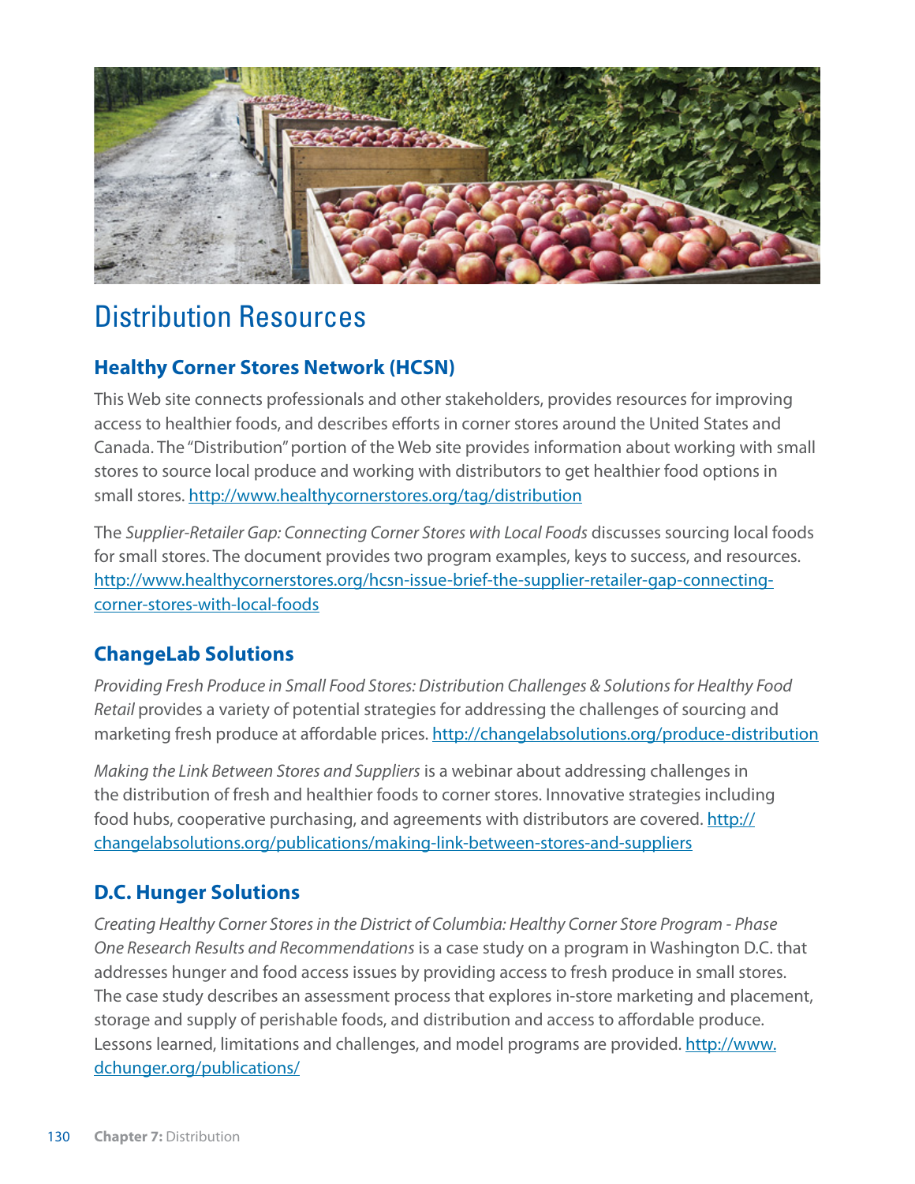# Distribution Resources

### Healthy Corner Stores Network (HCSN)

This Web site connects professionals and other stakeholders, provides resources for improving access to healthier foods, and describes efforts in corner stores around the United States and Canada. The "Distribution" portion of the Web site provides information about working with small stores to source local produce and working with distributors to get healthier food options in small stores. http://www.healthycornerstores.org/tag/distribution

The *Supplier-Retailer Gap: Connecting Corner Stores with Local Foods* discusses sourcing local foods for small stores. The document provides two program examples, keys to success, and resources. http://www.healthycornerstores.org/hcsn-issue-brief-the-supplier-retailer-gap-connecting-corner-stores-with-local-foods

### ChangeLab Solutions

*Providing Fresh Produce in Small Food Stores: Distribution Challenges & Solutions for Healthy Food Retail* provides a variety of potential strategies for addressing the challenges of sourcing and marketing fresh produce at affordable prices. http://changelabsolutions.org/produce-distribution

*Making the Link Between Stores and Suppliers* is a webinar about addressing challenges in the distribution of fresh and healthier foods to corner stores. Innovative strategies including food hubs, cooperative purchasing, and agreements with distributors are covered. http://changelabsolutions.org/publications/making-link-between-stores-and-suppliers

### D.C. Hunger Solutions

*Creating Healthy Corner Stores in the District of Columbia: Healthy Corner Store Program - Phase One Research Results and Recommendations* is a case study on a program in Washington D.C. that addresses hunger and food access issues by providing access to fresh produce in small stores. The case study describes an assessment process that explores in-store marketing and placement, storage and supply of perishable foods, and distribution and access to affordable produce. Lessons learned, limitations and challenges, and model programs are provided. http://www.dchunger.org/publications/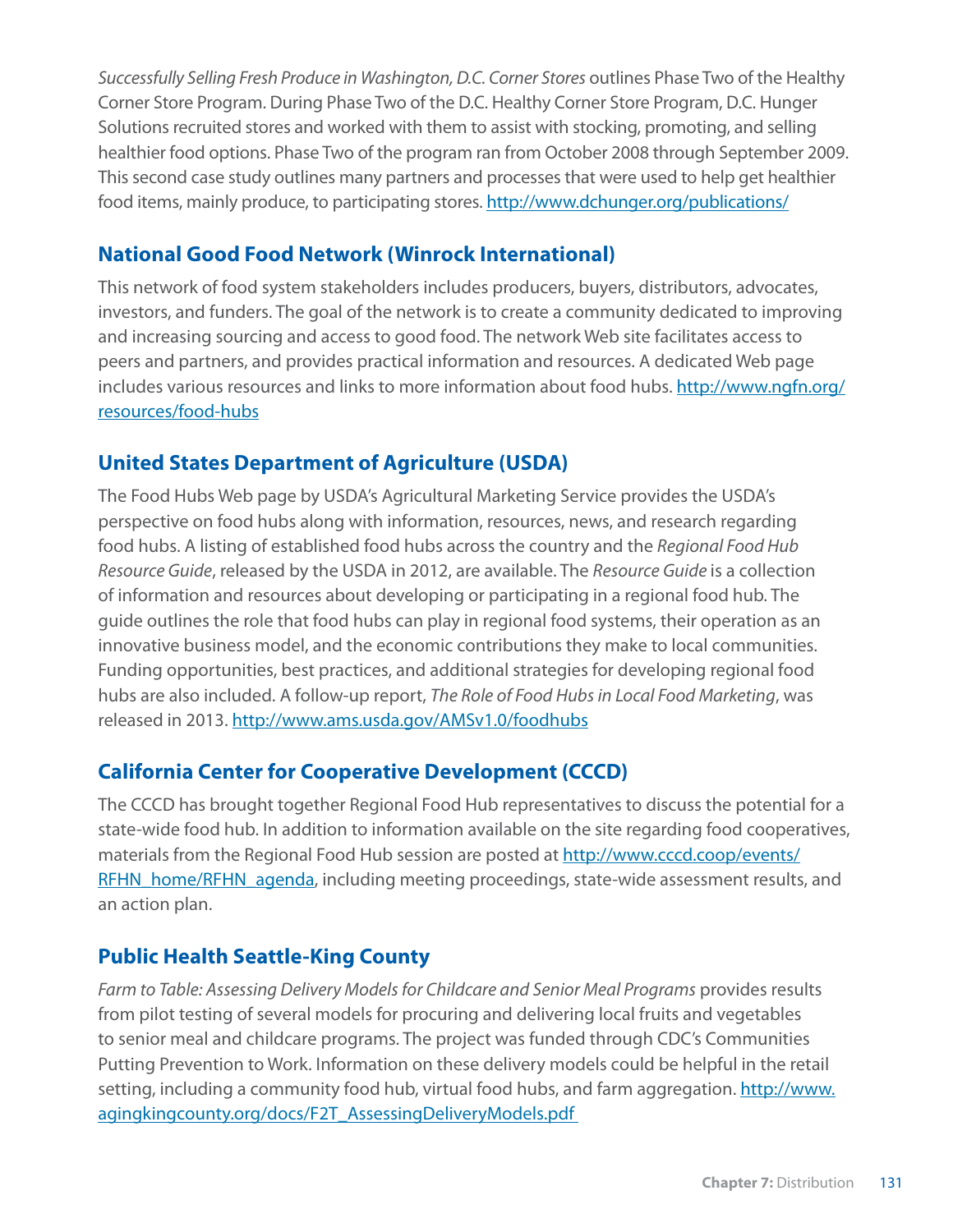*Successfully Selling Fresh Produce in Washington, D.C. Corner Stores* outlines Phase Two of the Healthy Corner Store Program. During Phase Two of the D.C. Healthy Corner Store Program, D.C. Hunger Solutions recruited stores and worked with them to assist with stocking, promoting, and selling healthier food options. Phase Two of the program ran from October 2008 through September 2009. This second case study outlines many partners and processes that were used to help get healthier food items, mainly produce, to participating stores. http://www.dchunger.org/publications/

## National Good Food Network (Winrock International)

This network of food system stakeholders includes producers, buyers, distributors, advocates, investors, and funders. The goal of the network is to create a community dedicated to improving and increasing sourcing and access to good food. The network Web site facilitates access to peers and partners, and provides practical information and resources. A dedicated Web page includes various resources and links to more information about food hubs. http://www.ngfn.org/resources/food-hubs

## United States Department of Agriculture (USDA)

The Food Hubs Web page by USDA's Agricultural Marketing Service provides the USDA's perspective on food hubs along with information, resources, news, and research regarding food hubs. A listing of established food hubs across the country and the *Regional Food Hub Resource Guide*, released by the USDA in 2012, are available. The *Resource Guide* is a collection of information and resources about developing or participating in a regional food hub. The guide outlines the role that food hubs can play in regional food systems, their operation as an innovative business model, and the economic contributions they make to local communities. Funding opportunities, best practices, and additional strategies for developing regional food hubs are also included. A follow-up report, *The Role of Food Hubs in Local Food Marketing*, was released in 2013. http://www.ams.usda.gov/AMSv1.0/foodhubs

## California Center for Cooperative Development (CCCD)

The CCCD has brought together Regional Food Hub representatives to discuss the potential for a state-wide food hub. In addition to information available on the site regarding food cooperatives, materials from the Regional Food Hub session are posted at http://www.cccd.coop/events/RFHN_home/RFHN_agenda, including meeting proceedings, state-wide assessment results, and an action plan.

## Public Health Seattle-King County

*Farm to Table: Assessing Delivery Models for Childcare and Senior Meal Programs* provides results from pilot testing of several models for procuring and delivering local fruits and vegetables to senior meal and childcare programs. The project was funded through CDC's Communities Putting Prevention to Work. Information on these delivery models could be helpful in the retail setting, including a community food hub, virtual food hubs, and farm aggregation. http://www.agingkingcounty.org/docs/F2T_AssessingDeliveryModels.pdf